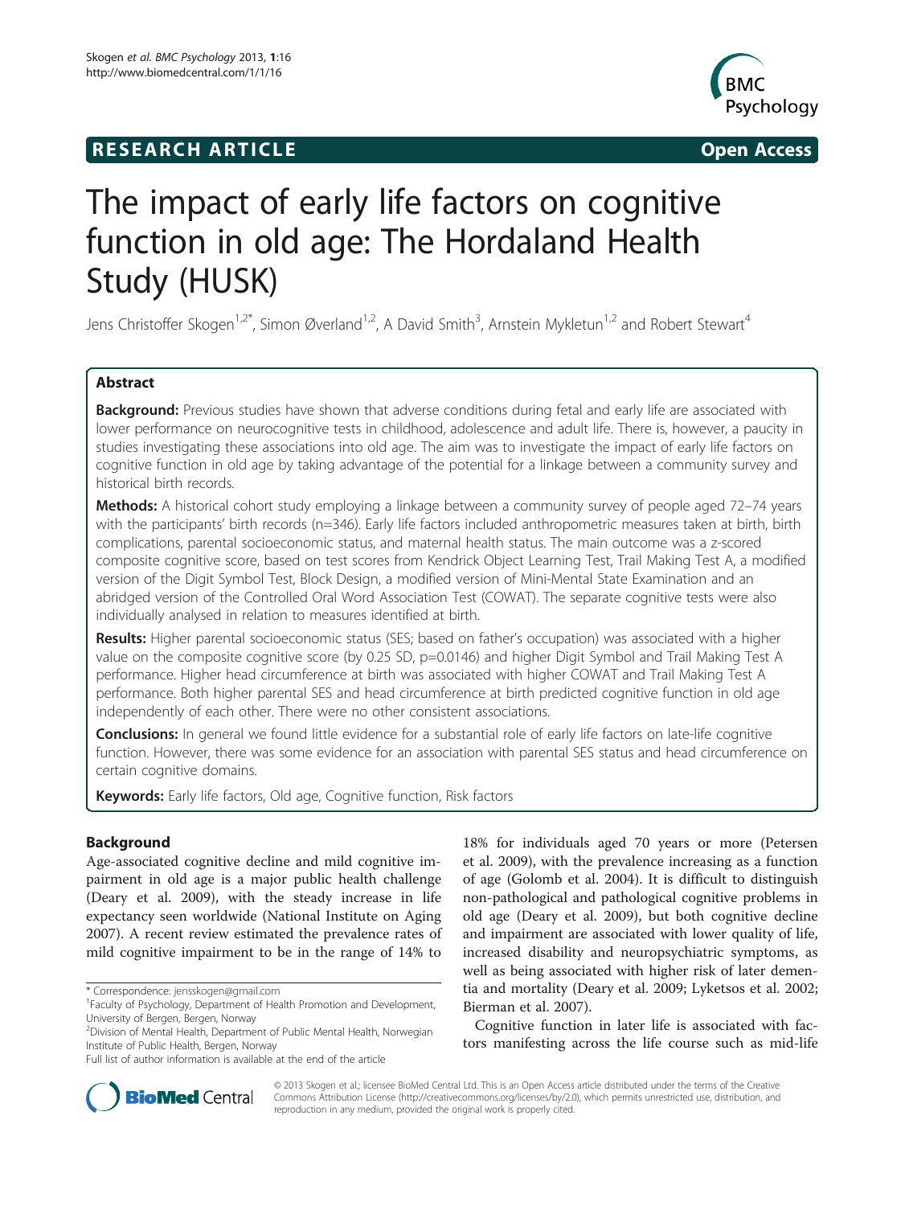**RESEARCH ARTICLE** **Open Access**

# The impact of early life factors on cognitive function in old age: The Hordaland Health Study (HUSK)

Jens Christoffer Skogen[1,2*], Simon Øverland[1,2], A David Smith[3], Arnstein Mykletun[1,2] and Robert Stewart[4]

## Abstract

**Background:** Previous studies have shown that adverse conditions during fetal and early life are associated with lower performance on neurocognitive tests in childhood, adolescence and adult life. There is, however, a paucity in studies investigating these associations into old age. The aim was to investigate the impact of early life factors on cognitive function in old age by taking advantage of the potential for a linkage between a community survey and historical birth records.

**Methods:** A historical cohort study employing a linkage between a community survey of people aged 72–74 years with the participants' birth records (n=346). Early life factors included anthropometric measures taken at birth, birth complications, parental socioeconomic status, and maternal health status. The main outcome was a z-scored composite cognitive score, based on test scores from Kendrick Object Learning Test, Trail Making Test A, a modified version of the Digit Symbol Test, Block Design, a modified version of Mini-Mental State Examination and an abridged version of the Controlled Oral Word Association Test (COWAT). The separate cognitive tests were also individually analysed in relation to measures identified at birth.

**Results:** Higher parental socioeconomic status (SES; based on father's occupation) was associated with a higher value on the composite cognitive score (by 0.25 SD, p=0.0146) and higher Digit Symbol and Trail Making Test A performance. Higher head circumference at birth was associated with higher COWAT and Trail Making Test A performance. Both higher parental SES and head circumference at birth predicted cognitive function in old age independently of each other. There were no other consistent associations.

**Conclusions:** In general we found little evidence for a substantial role of early life factors on late-life cognitive function. However, there was some evidence for an association with parental SES status and head circumference on certain cognitive domains.

**Keywords:** Early life factors, Old age, Cognitive function, Risk factors

## Background

Age-associated cognitive decline and mild cognitive impairment in old age is a major public health challenge (Deary et al. 2009), with the steady increase in life expectancy seen worldwide (National Institute on Aging 2007). A recent review estimated the prevalence rates of mild cognitive impairment to be in the range of 14% to 18% for individuals aged 70 years or more (Petersen et al. 2009), with the prevalence increasing as a function of age (Golomb et al. 2004). It is difficult to distinguish non-pathological and pathological cognitive problems in old age (Deary et al. 2009), but both cognitive decline and impairment are associated with lower quality of life, increased disability and neuropsychiatric symptoms, as well as being associated with higher risk of later dementia and mortality (Deary et al. 2009; Lyketsos et al. 2002; Bierman et al. 2007).

Cognitive function in later life is associated with factors manifesting across the life course such as mid-life

\* Correspondence: jensskogen@gmail.com
[1]Faculty of Psychology, Department of Health Promotion and Development, University of Bergen, Bergen, Norway
[2]Division of Mental Health, Department of Public Mental Health, Norwegian Institute of Public Health, Bergen, Norway
Full list of author information is available at the end of the article

© 2013 Skogen et al.; licensee BioMed Central Ltd. This is an Open Access article distributed under the terms of the Creative Commons Attribution License (http://creativecommons.org/licenses/by/2.0), which permits unrestricted use, distribution, and reproduction in any medium, provided the original work is properly cited.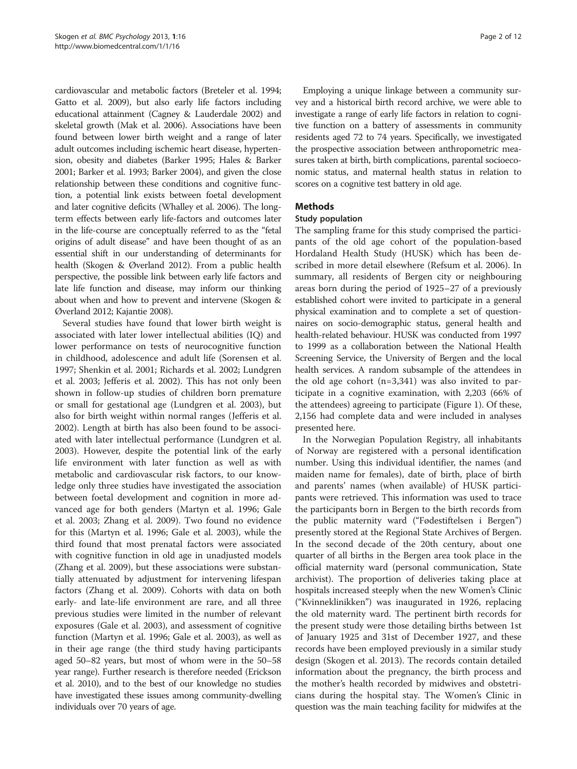cardiovascular and metabolic factors (Breteler et al. 1994; Gatto et al. 2009), but also early life factors including educational attainment (Cagney & Lauderdale 2002) and skeletal growth (Mak et al. 2006). Associations have been found between lower birth weight and a range of later adult outcomes including ischemic heart disease, hypertension, obesity and diabetes (Barker 1995; Hales & Barker 2001; Barker et al. 1993; Barker 2004), and given the close relationship between these conditions and cognitive function, a potential link exists between foetal development and later cognitive deficits (Whalley et al. 2006). The long-term effects between early life-factors and outcomes later in the life-course are conceptually referred to as the "fetal origins of adult disease" and have been thought of as an essential shift in our understanding of determinants for health (Skogen & Øverland 2012). From a public health perspective, the possible link between early life factors and late life function and disease, may inform our thinking about when and how to prevent and intervene (Skogen & Øverland 2012; Kajantie 2008).

Several studies have found that lower birth weight is associated with later lower intellectual abilities (IQ) and lower performance on tests of neurocognitive function in childhood, adolescence and adult life (Sorensen et al. 1997; Shenkin et al. 2001; Richards et al. 2002; Lundgren et al. 2003; Jefferis et al. 2002). This has not only been shown in follow-up studies of children born premature or small for gestational age (Lundgren et al. 2003), but also for birth weight within normal ranges (Jefferis et al. 2002). Length at birth has also been found to be associated with later intellectual performance (Lundgren et al. 2003). However, despite the potential link of the early life environment with later function as well as with metabolic and cardiovascular risk factors, to our knowledge only three studies have investigated the association between foetal development and cognition in more advanced age for both genders (Martyn et al. 1996; Gale et al. 2003; Zhang et al. 2009). Two found no evidence for this (Martyn et al. 1996; Gale et al. 2003), while the third found that most prenatal factors were associated with cognitive function in old age in unadjusted models (Zhang et al. 2009), but these associations were substantially attenuated by adjustment for intervening lifespan factors (Zhang et al. 2009). Cohorts with data on both early- and late-life environment are rare, and all three previous studies were limited in the number of relevant exposures (Gale et al. 2003), and assessment of cognitive function (Martyn et al. 1996; Gale et al. 2003), as well as in their age range (the third study having participants aged 50–82 years, but most of whom were in the 50–58 year range). Further research is therefore needed (Erickson et al. 2010), and to the best of our knowledge no studies have investigated these issues among community-dwelling individuals over 70 years of age.

Employing a unique linkage between a community survey and a historical birth record archive, we were able to investigate a range of early life factors in relation to cognitive function on a battery of assessments in community residents aged 72 to 74 years. Specifically, we investigated the prospective association between anthropometric measures taken at birth, birth complications, parental socioeconomic status, and maternal health status in relation to scores on a cognitive test battery in old age.

## Methods

### Study population

The sampling frame for this study comprised the participants of the old age cohort of the population-based Hordaland Health Study (HUSK) which has been described in more detail elsewhere (Refsum et al. 2006). In summary, all residents of Bergen city or neighbouring areas born during the period of 1925–27 of a previously established cohort were invited to participate in a general physical examination and to complete a set of questionnaires on socio-demographic status, general health and health-related behaviour. HUSK was conducted from 1997 to 1999 as a collaboration between the National Health Screening Service, the University of Bergen and the local health services. A random subsample of the attendees in the old age cohort (n=3,341) was also invited to participate in a cognitive examination, with 2,203 (66% of the attendees) agreeing to participate (Figure 1). Of these, 2,156 had complete data and were included in analyses presented here.

In the Norwegian Population Registry, all inhabitants of Norway are registered with a personal identification number. Using this individual identifier, the names (and maiden name for females), date of birth, place of birth and parents' names (when available) of HUSK participants were retrieved. This information was used to trace the participants born in Bergen to the birth records from the public maternity ward ("Fødestiftelsen i Bergen") presently stored at the Regional State Archives of Bergen. In the second decade of the 20th century, about one quarter of all births in the Bergen area took place in the official maternity ward (personal communication, State archivist). The proportion of deliveries taking place at hospitals increased steeply when the new Women's Clinic ("Kvinneklinikken") was inaugurated in 1926, replacing the old maternity ward. The pertinent birth records for the present study were those detailing births between 1st of January 1925 and 31st of December 1927, and these records have been employed previously in a similar study design (Skogen et al. 2013). The records contain detailed information about the pregnancy, the birth process and the mother's health recorded by midwives and obstetricians during the hospital stay. The Women's Clinic in question was the main teaching facility for midwifes at the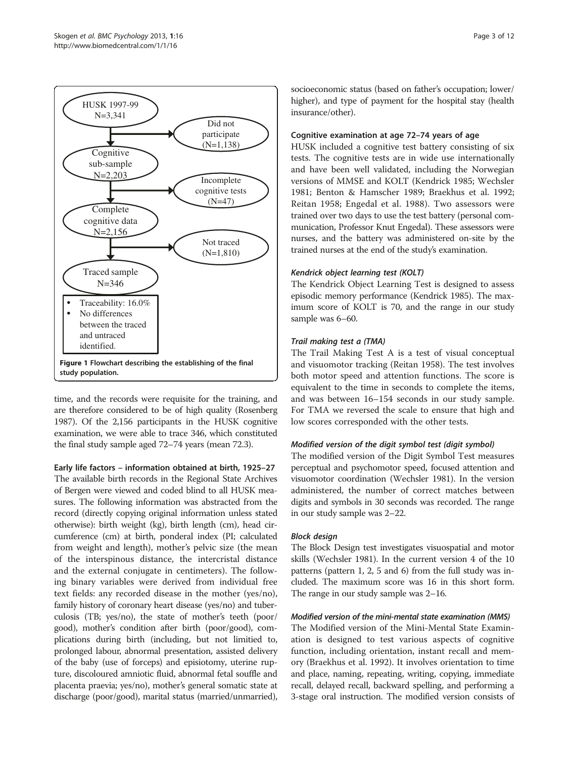HUSK 1997-99
N=3,341

Did not participate (N=1,138)

Cognitive sub-sample
N=2,203

Incomplete cognitive tests (N=47)

Complete cognitive data
N=2,156

Not traced (N=1,810)

Traced sample
N=346

- Traceability: 16.0%
- No differences between the traced and untraced identified.

**Figure 1 Flowchart describing the establishing of the final study population.**

time, and the records were requisite for the training, and are therefore considered to be of high quality (Rosenberg 1987). Of the 2,156 participants in the HUSK cognitive examination, we were able to trace 346, which constituted the final study sample aged 72–74 years (mean 72.3).

### Early life factors – information obtained at birth, 1925–27

The available birth records in the Regional State Archives of Bergen were viewed and coded blind to all HUSK measures. The following information was abstracted from the record (directly copying original information unless stated otherwise): birth weight (kg), birth length (cm), head circumference (cm) at birth, ponderal index (PI; calculated from weight and length), mother's pelvic size (the mean of the interspinous distance, the intercristal distance and the external conjugate in centimeters). The following binary variables were derived from individual free text fields: any recorded disease in the mother (yes/no), family history of coronary heart disease (yes/no) and tuberculosis (TB; yes/no), the state of mother's teeth (poor/good), mother's condition after birth (poor/good), complications during birth (including, but not limited to, prolonged labour, abnormal presentation, assisted delivery of the baby (use of forceps) and episiotomy, uterine rupture, discoloured amniotic fluid, abnormal fetal souffle and placenta praevia; yes/no), mother's general somatic state at discharge (poor/good), marital status (married/unmarried), socioeconomic status (based on father's occupation; lower/higher), and type of payment for the hospital stay (health insurance/other).

### Cognitive examination at age 72–74 years of age

HUSK included a cognitive test battery consisting of six tests. The cognitive tests are in wide use internationally and have been well validated, including the Norwegian versions of MMSE and KOLT (Kendrick 1985; Wechsler 1981; Benton & Hamscher 1989; Braekhus et al. 1992; Reitan 1958; Engedal et al. 1988). Two assessors were trained over two days to use the test battery (personal communication, Professor Knut Engedal). These assessors were nurses, and the battery was administered on-site by the trained nurses at the end of the study's examination.

#### *Kendrick object learning test (KOLT)*

The Kendrick Object Learning Test is designed to assess episodic memory performance (Kendrick 1985). The maximum score of KOLT is 70, and the range in our study sample was 6–60.

#### *Trail making test a (TMA)*

The Trail Making Test A is a test of visual conceptual and visuomotor tracking (Reitan 1958). The test involves both motor speed and attention functions. The score is equivalent to the time in seconds to complete the items, and was between 16–154 seconds in our study sample. For TMA we reversed the scale to ensure that high and low scores corresponded with the other tests.

#### *Modified version of the digit symbol test (digit symbol)*

The modified version of the Digit Symbol Test measures perceptual and psychomotor speed, focused attention and visuomotor coordination (Wechsler 1981). In the version administered, the number of correct matches between digits and symbols in 30 seconds was recorded. The range in our study sample was 2–22.

#### *Block design*

The Block Design test investigates visuospatial and motor skills (Wechsler 1981). In the current version 4 of the 10 patterns (pattern 1, 2, 5 and 6) from the full study was included. The maximum score was 16 in this short form. The range in our study sample was 2–16.

#### *Modified version of the mini-mental state examination (MMS)*

The Modified version of the Mini-Mental State Examination is designed to test various aspects of cognitive function, including orientation, instant recall and memory (Braekhus et al. 1992). It involves orientation to time and place, naming, repeating, writing, copying, immediate recall, delayed recall, backward spelling, and performing a 3-stage oral instruction. The modified version consists of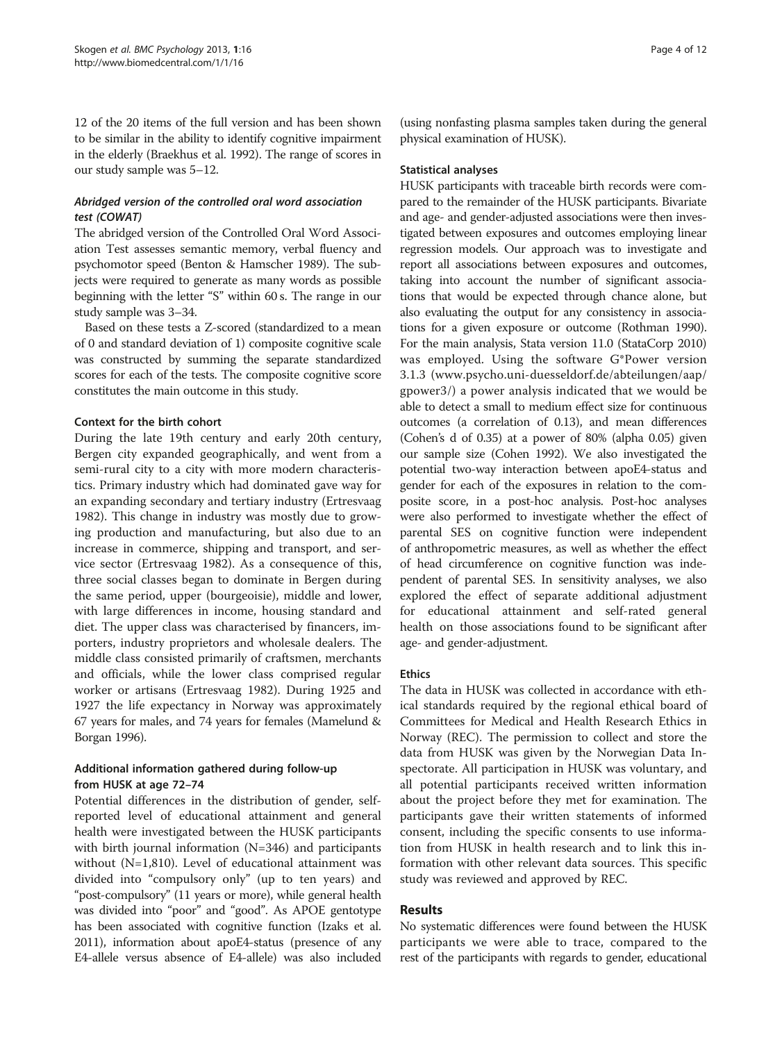12 of the 20 items of the full version and has been shown to be similar in the ability to identify cognitive impairment in the elderly (Braekhus et al. 1992). The range of scores in our study sample was 5–12.

#### *Abridged version of the controlled oral word association test (COWAT)*

The abridged version of the Controlled Oral Word Association Test assesses semantic memory, verbal fluency and psychomotor speed (Benton & Hamscher 1989). The subjects were required to generate as many words as possible beginning with the letter "S" within 60 s. The range in our study sample was 3–34.

Based on these tests a Z-scored (standardized to a mean of 0 and standard deviation of 1) composite cognitive scale was constructed by summing the separate standardized scores for each of the tests. The composite cognitive score constitutes the main outcome in this study.

### Context for the birth cohort

During the late 19th century and early 20th century, Bergen city expanded geographically, and went from a semi-rural city to a city with more modern characteristics. Primary industry which had dominated gave way for an expanding secondary and tertiary industry (Ertresvaag 1982). This change in industry was mostly due to growing production and manufacturing, but also due to an increase in commerce, shipping and transport, and service sector (Ertresvaag 1982). As a consequence of this, three social classes began to dominate in Bergen during the same period, upper (bourgeoisie), middle and lower, with large differences in income, housing standard and diet. The upper class was characterised by financers, importers, industry proprietors and wholesale dealers. The middle class consisted primarily of craftsmen, merchants and officials, while the lower class comprised regular worker or artisans (Ertresvaag 1982). During 1925 and 1927 the life expectancy in Norway was approximately 67 years for males, and 74 years for females (Mamelund & Borgan 1996).

### Additional information gathered during follow-up from HUSK at age 72–74

Potential differences in the distribution of gender, self-reported level of educational attainment and general health were investigated between the HUSK participants with birth journal information (N=346) and participants without (N=1,810). Level of educational attainment was divided into "compulsory only" (up to ten years) and "post-compulsory" (11 years or more), while general health was divided into "poor" and "good". As APOE gentotype has been associated with cognitive function (Izaks et al. 2011), information about apoE4-status (presence of any E4-allele versus absence of E4-allele) was also included (using nonfasting plasma samples taken during the general physical examination of HUSK).

### Statistical analyses

HUSK participants with traceable birth records were compared to the remainder of the HUSK participants. Bivariate and age- and gender-adjusted associations were then investigated between exposures and outcomes employing linear regression models. Our approach was to investigate and report all associations between exposures and outcomes, taking into account the number of significant associations that would be expected through chance alone, but also evaluating the output for any consistency in associations for a given exposure or outcome (Rothman 1990). For the main analysis, Stata version 11.0 (StataCorp 2010) was employed. Using the software G*Power version 3.1.3 (www.psycho.uni-duesseldorf.de/abteilungen/aap/gpower3/) a power analysis indicated that we would be able to detect a small to medium effect size for continuous outcomes (a correlation of 0.13), and mean differences (Cohen's d of 0.35) at a power of 80% (alpha 0.05) given our sample size (Cohen 1992). We also investigated the potential two-way interaction between apoE4-status and gender for each of the exposures in relation to the composite score, in a post-hoc analysis. Post-hoc analyses were also performed to investigate whether the effect of parental SES on cognitive function were independent of anthropometric measures, as well as whether the effect of head circumference on cognitive function was independent of parental SES. In sensitivity analyses, we also explored the effect of separate additional adjustment for educational attainment and self-rated general health on those associations found to be significant after age- and gender-adjustment.

### Ethics

The data in HUSK was collected in accordance with ethical standards required by the regional ethical board of Committees for Medical and Health Research Ethics in Norway (REC). The permission to collect and store the data from HUSK was given by the Norwegian Data Inspectorate. All participation in HUSK was voluntary, and all potential participants received written information about the project before they met for examination. The participants gave their written statements of informed consent, including the specific consents to use information from HUSK in health research and to link this information with other relevant data sources. This specific study was reviewed and approved by REC.

## Results

No systematic differences were found between the HUSK participants we were able to trace, compared to the rest of the participants with regards to gender, educational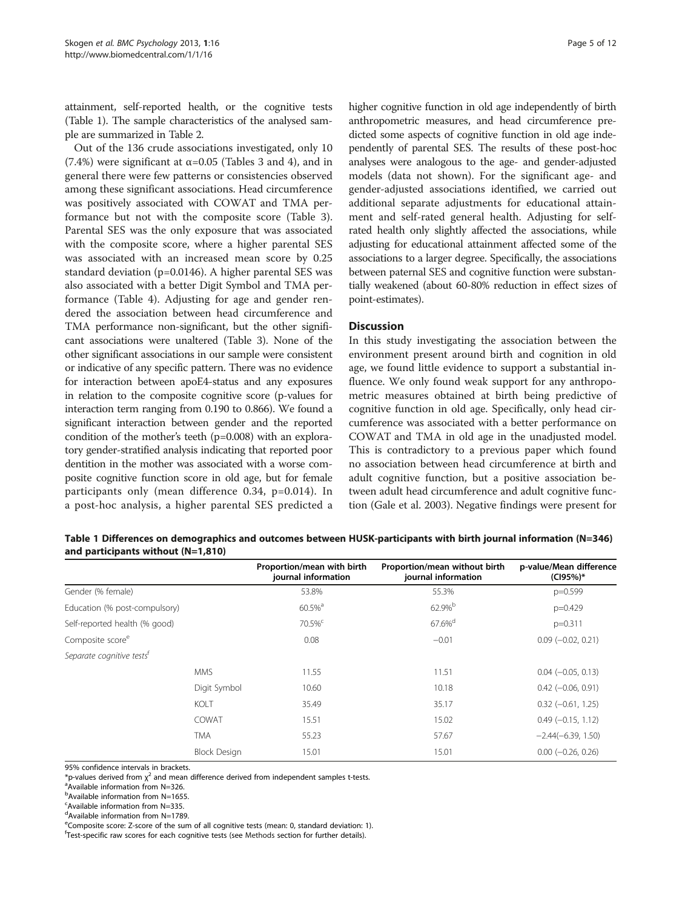attainment, self-reported health, or the cognitive tests (Table 1). The sample characteristics of the analysed sample are summarized in Table 2.

Out of the 136 crude associations investigated, only 10 (7.4%) were significant at $\alpha=0.05$ (Tables 3 and 4), and in general there were few patterns or consistencies observed among these significant associations. Head circumference was positively associated with COWAT and TMA performance but not with the composite score (Table 3). Parental SES was the only exposure that was associated with the composite score, where a higher parental SES was associated with an increased mean score by 0.25 standard deviation (p=0.0146). A higher parental SES was also associated with a better Digit Symbol and TMA performance (Table 4). Adjusting for age and gender rendered the association between head circumference and TMA performance non-significant, but the other significant associations were unaltered (Table 3). None of the other significant associations in our sample were consistent or indicative of any specific pattern. There was no evidence for interaction between apoE4-status and any exposures in relation to the composite cognitive score (p-values for interaction term ranging from 0.190 to 0.866). We found a significant interaction between gender and the reported condition of the mother's teeth (p=0.008) with an exploratory gender-stratified analysis indicating that reported poor dentition in the mother was associated with a worse composite cognitive function score in old age, but for female participants only (mean difference 0.34, p=0.014). In a post-hoc analysis, a higher parental SES predicted a higher cognitive function in old age independently of birth anthropometric measures, and head circumference predicted some aspects of cognitive function in old age independently of parental SES. The results of these post-hoc analyses were analogous to the age- and gender-adjusted models (data not shown). For the significant age- and gender-adjusted associations identified, we carried out additional separate adjustments for educational attainment and self-rated general health. Adjusting for self-rated health only slightly affected the associations, while adjusting for educational attainment affected some of the associations to a larger degree. Specifically, the associations between paternal SES and cognitive function were substantially weakened (about 60-80% reduction in effect sizes of point-estimates).

## Discussion

In this study investigating the association between the environment present around birth and cognition in old age, we found little evidence to support a substantial influence. We only found weak support for any anthropometric measures obtained at birth being predictive of cognitive function in old age. Specifically, only head circumference was associated with a better performance on COWAT and TMA in old age in the unadjusted model. This is contradictory to a previous paper which found no association between head circumference at birth and adult cognitive function, but a positive association between adult head circumference and adult cognitive function (Gale et al. 2003). Negative findings were present for

**Table 1 Differences on demographics and outcomes between HUSK-participants with birth journal information (N=346) and participants without (N=1,810)**

| | | Proportion/mean with birth journal information | Proportion/mean without birth journal information | p-value/Mean difference (CI95%)* |
|---|---|---|---|---|
| Gender (% female) | | 53.8% | 55.3% | p=0.599 |
| Education (% post-compulsory) | | 60.5%[a] | 62.9%[b] | p=0.429 |
| Self-reported health (% good) | | 70.5%[c] | 67.6%[d] | p=0.311 |
| Composite score[e] | | 0.08 | −0.01 | 0.09 (−0.02, 0.21) |
| *Separate cognitive tests*[f] | | | | |
| | MMS | 11.55 | 11.51 | 0.04 (−0.05, 0.13) |
| | Digit Symbol | 10.60 | 10.18 | 0.42 (−0.06, 0.91) |
| | KOLT | 35.49 | 35.17 | 0.32 (−0.61, 1.25) |
| | COWAT | 15.51 | 15.02 | 0.49 (−0.15, 1.12) |
| | TMA | 55.23 | 57.67 | −2.44(−6.39, 1.50) |
| | Block Design | 15.01 | 15.01 | 0.00 (−0.26, 0.26) |

95% confidence intervals in brackets.
*p-values derived from $\chi^2$ and mean difference derived from independent samples t-tests.
[a]Available information from N=326.
[b]Available information from N=1655.
[c]Available information from N=335.
[d]Available information from N=1789.
[e]Composite score: Z-score of the sum of all cognitive tests (mean: 0, standard deviation: 1).
[f]Test-specific raw scores for each cognitive tests (see Methods section for further details).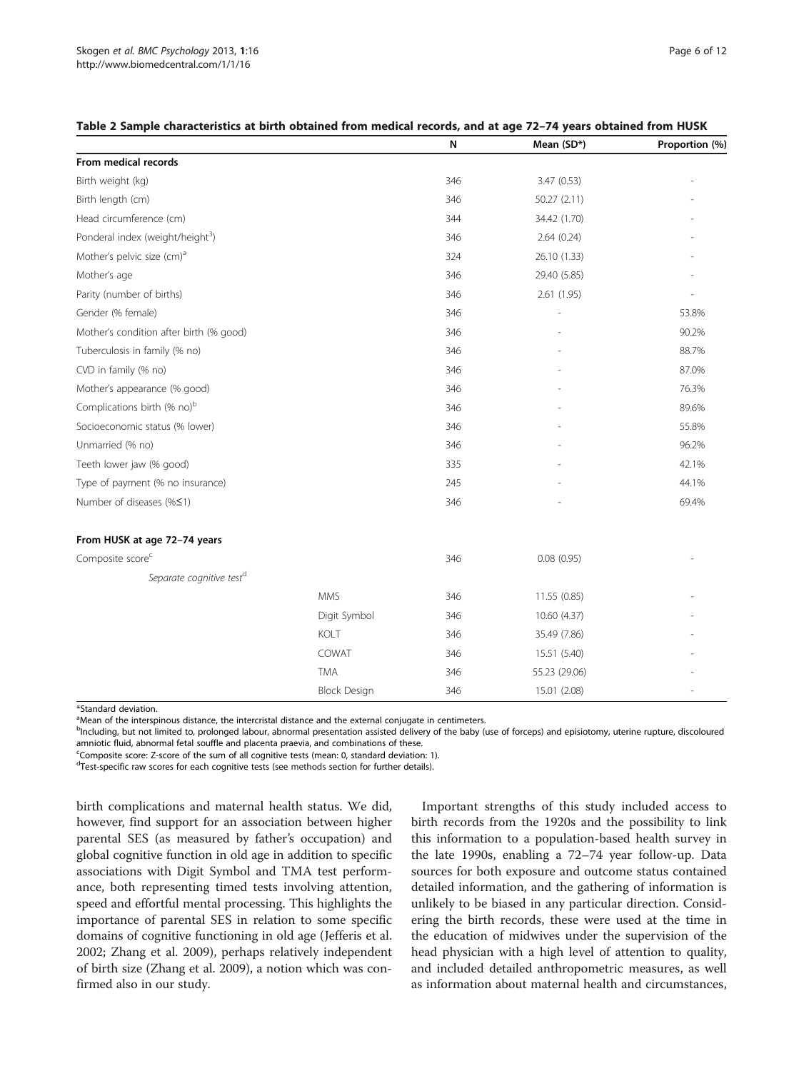**Table 2 Sample characteristics at birth obtained from medical records, and at age 72–74 years obtained from HUSK**

| | | N | Mean (SD*) | Proportion (%) |
|---|---|---|---|---|
| **From medical records** | | | | |
| Birth weight (kg) | | 346 | 3.47 (0.53) | - |
| Birth length (cm) | | 346 | 50.27 (2.11) | - |
| Head circumference (cm) | | 344 | 34.42 (1.70) | - |
| Ponderal index (weight/height$^3$) | | 346 | 2.64 (0.24) | - |
| Mother's pelvic size (cm)[a] | | 324 | 26.10 (1.33) | - |
| Mother's age | | 346 | 29.40 (5.85) | - |
| Parity (number of births) | | 346 | 2.61 (1.95) | - |
| Gender (% female) | | 346 | - | 53.8% |
| Mother's condition after birth (% good) | | 346 | - | 90.2% |
| Tuberculosis in family (% no) | | 346 | - | 88.7% |
| CVD in family (% no) | | 346 | - | 87.0% |
| Mother's appearance (% good) | | 346 | - | 76.3% |
| Complications birth (% no)[b] | | 346 | - | 89.6% |
| Socioeconomic status (% lower) | | 346 | - | 55.8% |
| Unmarried (% no) | | 346 | - | 96.2% |
| Teeth lower jaw (% good) | | 335 | - | 42.1% |
| Type of payment (% no insurance) | | 245 | - | 44.1% |
| Number of diseases (%≤1) | | 346 | - | 69.4% |
| **From HUSK at age 72–74 years** | | | | |
| Composite score[c] | | 346 | 0.08 (0.95) | - |
| *Separate cognitive test*[d] | | | | |
| | MMS | 346 | 11.55 (0.85) | - |
| | Digit Symbol | 346 | 10.60 (4.37) | - |
| | KOLT | 346 | 35.49 (7.86) | - |
| | COWAT | 346 | 15.51 (5.40) | - |
| | TMA | 346 | 55.23 (29.06) | - |
| | Block Design | 346 | 15.01 (2.08) | - |

*Standard deviation.
[a]Mean of the interspinous distance, the intercristal distance and the external conjugate in centimeters.
[b]Including, but not limited to, prolonged labour, abnormal presentation assisted delivery of the baby (use of forceps) and episiotomy, uterine rupture, discoloured amniotic fluid, abnormal fetal souffle and placenta praevia, and combinations of these.
[c]Composite score: Z-score of the sum of all cognitive tests (mean: 0, standard deviation: 1).
[d]Test-specific raw scores for each cognitive tests (see methods section for further details).

birth complications and maternal health status. We did, however, find support for an association between higher parental SES (as measured by father's occupation) and global cognitive function in old age in addition to specific associations with Digit Symbol and TMA test performance, both representing timed tests involving attention, speed and effortful mental processing. This highlights the importance of parental SES in relation to some specific domains of cognitive functioning in old age (Jefferis et al. 2002; Zhang et al. 2009), perhaps relatively independent of birth size (Zhang et al. 2009), a notion which was confirmed also in our study.

Important strengths of this study included access to birth records from the 1920s and the possibility to link this information to a population-based health survey in the late 1990s, enabling a 72–74 year follow-up. Data sources for both exposure and outcome status contained detailed information, and the gathering of information is unlikely to be biased in any particular direction. Considering the birth records, these were used at the time in the education of midwives under the supervision of the head physician with a high level of attention to quality, and included detailed anthropometric measures, as well as information about maternal health and circumstances,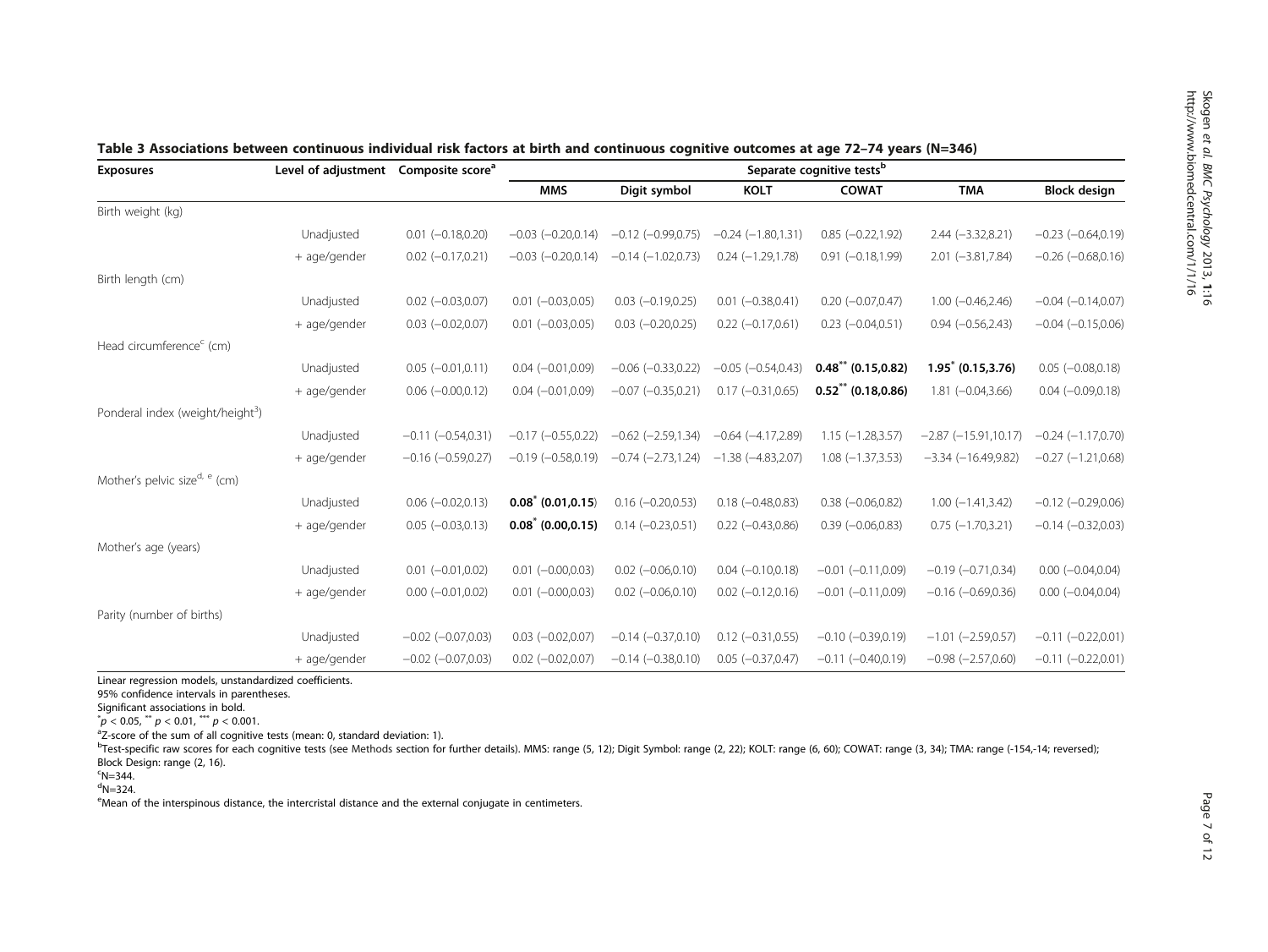**Table 3 Associations between continuous individual risk factors at birth and continuous cognitive outcomes at age 72–74 years (N=346)**

| Exposures | Level of adjustment | Composite score[a] | Separate cognitive tests[b] | | | | | |
|---|---|---|---|---|---|---|---|---|
| | | | MMS | Digit symbol | KOLT | COWAT | TMA | Block design |
| Birth weight (kg) | | | | | | | | |
| | Unadjusted | 0.01 (−0.18,0.20) | −0.03 (−0.20,0.14) | −0.12 (−0.99,0.75) | −0.24 (−1.80,1.31) | 0.85 (−0.22,1.92) | 2.44 (−3.32,8.21) | −0.23 (−0.64,0.19) |
| | + age/gender | 0.02 (−0.17,0.21) | −0.03 (−0.20,0.14) | −0.14 (−1.02,0.73) | 0.24 (−1.29,1.78) | 0.91 (−0.18,1.99) | 2.01 (−3.81,7.84) | −0.26 (−0.68,0.16) |
| Birth length (cm) | | | | | | | | |
| | Unadjusted | 0.02 (−0.03,0.07) | 0.01 (−0.03,0.05) | 0.03 (−0.19,0.25) | 0.01 (−0.38,0.41) | 0.20 (−0.07,0.47) | 1.00 (−0.46,2.46) | −0.04 (−0.14,0.07) |
| | + age/gender | 0.03 (−0.02,0.07) | 0.01 (−0.03,0.05) | 0.03 (−0.20,0.25) | 0.22 (−0.17,0.61) | 0.23 (−0.04,0.51) | 0.94 (−0.56,2.43) | −0.04 (−0.15,0.06) |
| Head circumference[c] (cm) | | | | | | | | |
| | Unadjusted | 0.05 (−0.01,0.11) | 0.04 (−0.01,0.09) | −0.06 (−0.33,0.22) | −0.05 (−0.54,0.43) | **0.48[**] (0.15,0.82)** | **1.95[*] (0.15,3.76)** | 0.05 (−0.08,0.18) |
| | + age/gender | 0.06 (−0.00,0.12) | 0.04 (−0.01,0.09) | −0.07 (−0.35,0.21) | 0.17 (−0.31,0.65) | **0.52[**] (0.18,0.86)** | 1.81 (−0.04,3.66) | 0.04 (−0.09,0.18) |
| Ponderal index (weight/height[3]) | | | | | | | | |
| | Unadjusted | −0.11 (−0.54,0.31) | −0.17 (−0.55,0.22) | −0.62 (−2.59,1.34) | −0.64 (−4.17,2.89) | 1.15 (−1.28,3.57) | −2.87 (−15.91,10.17) | −0.24 (−1.17,0.70) |
| | + age/gender | −0.16 (−0.59,0.27) | −0.19 (−0.58,0.19) | −0.74 (−2.73,1.24) | −1.38 (−4.83,2.07) | 1.08 (−1.37,3.53) | −3.34 (−16.49,9.82) | −0.27 (−1.21,0.68) |
| Mother's pelvic size[d, e] (cm) | | | | | | | | |
| | Unadjusted | 0.06 (−0.02,0.13) | **0.08[*] (0.01,0.15)** | 0.16 (−0.20,0.53) | 0.18 (−0.48,0.83) | 0.38 (−0.06,0.82) | 1.00 (−1.41,3.42) | −0.12 (−0.29,0.06) |
| | + age/gender | 0.05 (−0.03,0.13) | **0.08[*] (0.00,0.15)** | 0.14 (−0.23,0.51) | 0.22 (−0.43,0.86) | 0.39 (−0.06,0.83) | 0.75 (−1.70,3.21) | −0.14 (−0.32,0.03) |
| Mother's age (years) | | | | | | | | |
| | Unadjusted | 0.01 (−0.01,0.02) | 0.01 (−0.00,0.03) | 0.02 (−0.06,0.10) | 0.04 (−0.10,0.18) | −0.01 (−0.11,0.09) | −0.19 (−0.71,0.34) | 0.00 (−0.04,0.04) |
| | + age/gender | 0.00 (−0.01,0.02) | 0.01 (−0.00,0.03) | 0.02 (−0.06,0.10) | 0.02 (−0.12,0.16) | −0.01 (−0.11,0.09) | −0.16 (−0.69,0.36) | 0.00 (−0.04,0.04) |
| Parity (number of births) | | | | | | | | |
| | Unadjusted | −0.02 (−0.07,0.03) | 0.03 (−0.02,0.07) | −0.14 (−0.37,0.10) | 0.12 (−0.31,0.55) | −0.10 (−0.39,0.19) | −1.01 (−2.59,0.57) | −0.11 (−0.22,0.01) |
| | + age/gender | −0.02 (−0.07,0.03) | 0.02 (−0.02,0.07) | −0.14 (−0.38,0.10) | 0.05 (−0.37,0.47) | −0.11 (−0.40,0.19) | −0.98 (−2.57,0.60) | −0.11 (−0.22,0.01) |

Linear regression models, unstandardized coefficients.

95% confidence intervals in parentheses.

Significant associations in bold.

[*] $p < 0.05$, [**] $p < 0.01$, [***] $p < 0.001$.

[a] Z-score of the sum of all cognitive tests (mean: 0, standard deviation: 1).

[b] Test-specific raw scores for each cognitive tests (see Methods section for further details). MMS: range (5, 12); Digit Symbol: range (2, 22); KOLT: range (6, 60); COWAT: range (3, 34); TMA: range (-154,-14; reversed); Block Design: range (2, 16).

[c] N=344.

[d] N=324.

[e] Mean of the interspinous distance, the intercristal distance and the external conjugate in centimeters.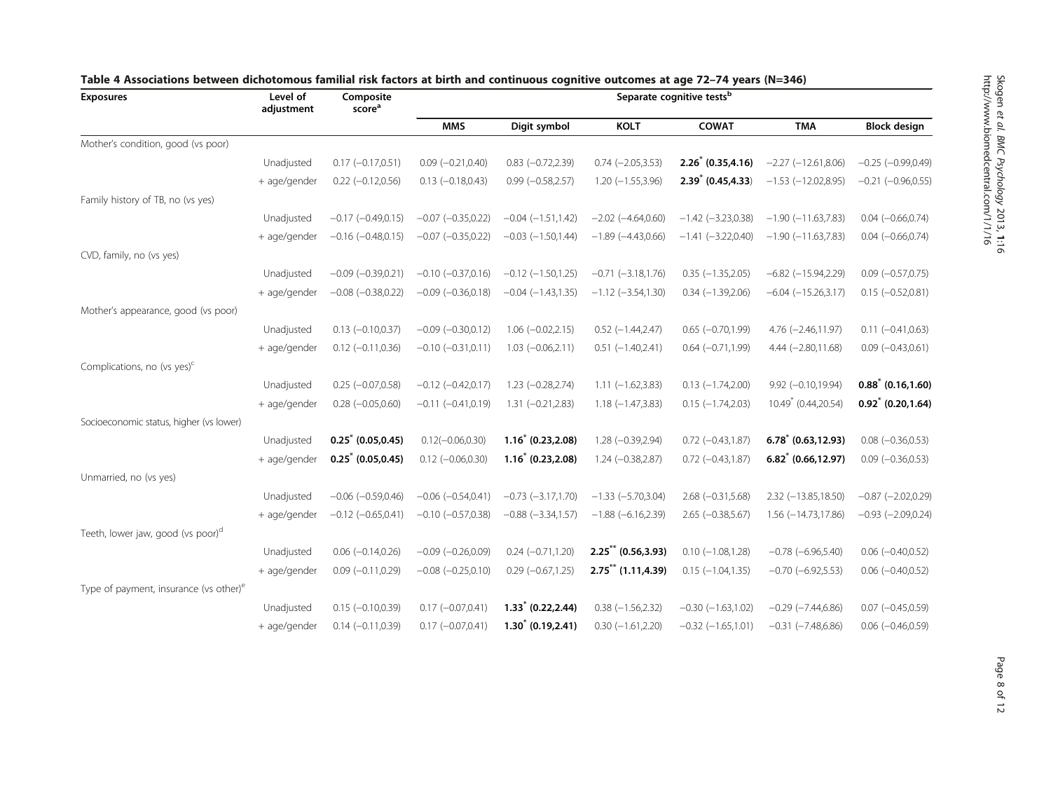**Table 4 Associations between dichotomous familial risk factors at birth and continuous cognitive outcomes at age 72–74 years (N=346)**

| Exposures | Level of adjustment | Composite score[a] | Separate cognitive tests[b] | | | | | |
|---|---|---|---|---|---|---|---|---|
| | | | MMS | Digit symbol | KOLT | COWAT | TMA | Block design |
| Mother's condition, good (vs poor) | | | | | | | | |
| | Unadjusted | 0.17 (−0.17,0.51) | 0.09 (−0.21,0.40) | 0.83 (−0.72,2.39) | 0.74 (−2.05,3.53) | **2.26[*] (0.35,4.16)** | −2.27 (−12.61,8.06) | −0.25 (−0.99,0.49) |
| | + age/gender | 0.22 (−0.12,0.56) | 0.13 (−0.18,0.43) | 0.99 (−0.58,2.57) | 1.20 (−1.55,3.96) | **2.39[*] (0.45,4.33)** | −1.53 (−12.02,8.95) | −0.21 (−0.96,0.55) |
| Family history of TB, no (vs yes) | | | | | | | | |
| | Unadjusted | −0.17 (−0.49,0.15) | −0.07 (−0.35,0.22) | −0.04 (−1.51,1.42) | −2.02 (−4.64,0.60) | −1.42 (−3.23,0.38) | −1.90 (−11.63,7.83) | 0.04 (−0.66,0.74) |
| | + age/gender | −0.16 (−0.48,0.15) | −0.07 (−0.35,0.22) | −0.03 (−1.50,1.44) | −1.89 (−4.43,0.66) | −1.41 (−3.22,0.40) | −1.90 (−11.63,7.83) | 0.04 (−0.66,0.74) |
| CVD, family, no (vs yes) | | | | | | | | |
| | Unadjusted | −0.09 (−0.39,0.21) | −0.10 (−0.37,0.16) | −0.12 (−1.50,1.25) | −0.71 (−3.18,1.76) | 0.35 (−1.35,2.05) | −6.82 (−15.94,2.29) | 0.09 (−0.57,0.75) |
| | + age/gender | −0.08 (−0.38,0.22) | −0.09 (−0.36,0.18) | −0.04 (−1.43,1.35) | −1.12 (−3.54,1.30) | 0.34 (−1.39,2.06) | −6.04 (−15.26,3.17) | 0.15 (−0.52,0.81) |
| Mother's appearance, good (vs poor) | | | | | | | | |
| | Unadjusted | 0.13 (−0.10,0.37) | −0.09 (−0.30,0.12) | 1.06 (−0.02,2.15) | 0.52 (−1.44,2.47) | 0.65 (−0.70,1.99) | 4.76 (−2.46,11.97) | 0.11 (−0.41,0.63) |
| | + age/gender | 0.12 (−0.11,0.36) | −0.10 (−0.31,0.11) | 1.03 (−0.06,2.11) | 0.51 (−1.40,2.41) | 0.64 (−0.71,1.99) | 4.44 (−2.80,11.68) | 0.09 (−0.43,0.61) |
| Complications, no (vs yes)[c] | | | | | | | | |
| | Unadjusted | 0.25 (−0.07,0.58) | −0.12 (−0.42,0.17) | 1.23 (−0.28,2.74) | 1.11 (−1.62,3.83) | 0.13 (−1.74,2.00) | 9.92 (−0.10,19.94) | **0.88[*] (0.16,1.60)** |
| | + age/gender | 0.28 (−0.05,0.60) | −0.11 (−0.41,0.19) | 1.31 (−0.21,2.83) | 1.18 (−1.47,3.83) | 0.15 (−1.74,2.03) | 10.49[*] (0.44,20.54) | **0.92[*] (0.20,1.64)** |
| Socioeconomic status, higher (vs lower) | | | | | | | | |
| | Unadjusted | **0.25[*] (0.05,0.45)** | 0.12(−0.06,0.30) | **1.16[*] (0.23,2.08)** | 1.28 (−0.39,2.94) | 0.72 (−0.43,1.87) | **6.78[*] (0.63,12.93)** | 0.08 (−0.36,0.53) |
| | + age/gender | **0.25[*] (0.05,0.45)** | 0.12 (−0.06,0.30) | **1.16[*] (0.23,2.08)** | 1.24 (−0.38,2.87) | 0.72 (−0.43,1.87) | **6.82[*] (0.66,12.97)** | 0.09 (−0.36,0.53) |
| Unmarried, no (vs yes) | | | | | | | | |
| | Unadjusted | −0.06 (−0.59,0.46) | −0.06 (−0.54,0.41) | −0.73 (−3.17,1.70) | −1.33 (−5.70,3.04) | 2.68 (−0.31,5.68) | 2.32 (−13.85,18.50) | −0.87 (−2.02,0.29) |
| | + age/gender | −0.12 (−0.65,0.41) | −0.10 (−0.57,0.38) | −0.88 (−3.34,1.57) | −1.88 (−6.16,2.39) | 2.65 (−0.38,5.67) | 1.56 (−14.73,17.86) | −0.93 (−2.09,0.24) |
| Teeth, lower jaw, good (vs poor)[d] | | | | | | | | |
| | Unadjusted | 0.06 (−0.14,0.26) | −0.09 (−0.26,0.09) | 0.24 (−0.71,1.20) | **2.25[**] (0.56,3.93)** | 0.10 (−1.08,1.28) | −0.78 (−6.96,5.40) | 0.06 (−0.40,0.52) |
| | + age/gender | 0.09 (−0.11,0.29) | −0.08 (−0.25,0.10) | 0.29 (−0.67,1.25) | **2.75[**] (1.11,4.39)** | 0.15 (−1.04,1.35) | −0.70 (−6.92,5.53) | 0.06 (−0.40,0.52) |
| Type of payment, insurance (vs other)[e] | | | | | | | | |
| | Unadjusted | 0.15 (−0.10,0.39) | 0.17 (−0.07,0.41) | **1.33[*] (0.22,2.44)** | 0.38 (−1.56,2.32) | −0.30 (−1.63,1.02) | −0.29 (−7.44,6.86) | 0.07 (−0.45,0.59) |
| | + age/gender | 0.14 (−0.11,0.39) | 0.17 (−0.07,0.41) | **1.30[*] (0.19,2.41)** | 0.30 (−1.61,2.20) | −0.32 (−1.65,1.01) | −0.31 (−7.48,6.86) | 0.06 (−0.46,0.59) |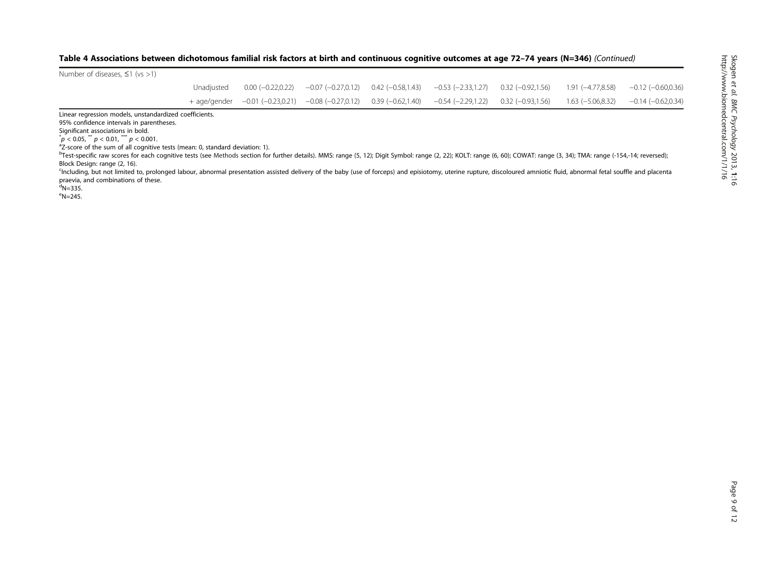**Table 4 Associations between dichotomous familial risk factors at birth and continuous cognitive outcomes at age 72–74 years (N=346)** *(Continued)*

| | | | | | | | | |
|---|---|---|---|---|---|---|---|---|
| Number of diseases, ≤1 (vs >1) | | | | | | | | |
| | Unadjusted | 0.00 (−0.22,0.22) | −0.07 (−0.27,0.12) | 0.42 (−0.58,1.43) | −0.53 (−2.33,1.27) | 0.32 (−0.92,1.56) | 1.91 (−4.77,8.58) | −0.12 (−0.60,0.36) |
| | + age/gender | −0.01 (−0.23,0.21) | −0.08 (−0.27,0.12) | 0.39 (−0.62,1.40) | −0.54 (−2.29,1.22) | 0.32 (−0.93,1.56) | 1.63 (−5.06,8.32) | −0.14 (−0.62,0.34) |

Linear regression models, unstandardized coefficients.
95% confidence intervals in parentheses.
Significant associations in bold.
$^{*}p < 0.05$, $^{**}p < 0.01$, $^{***}p < 0.001$.
[a]Z-score of the sum of all cognitive tests (mean: 0, standard deviation: 1).
[b]Test-specific raw scores for each cognitive tests (see Methods section for further details). MMS: range (5, 12); Digit Symbol: range (2, 22); KOLT: range (6, 60); COWAT: range (3, 34); TMA: range (-154,-14; reversed); Block Design: range (2, 16).
[c]Including, but not limited to, prolonged labour, abnormal presentation assisted delivery of the baby (use of forceps) and episiotomy, uterine rupture, discoloured amniotic fluid, abnormal fetal souffle and placenta praevia, and combinations of these.
[d]N=335.
[e]N=245.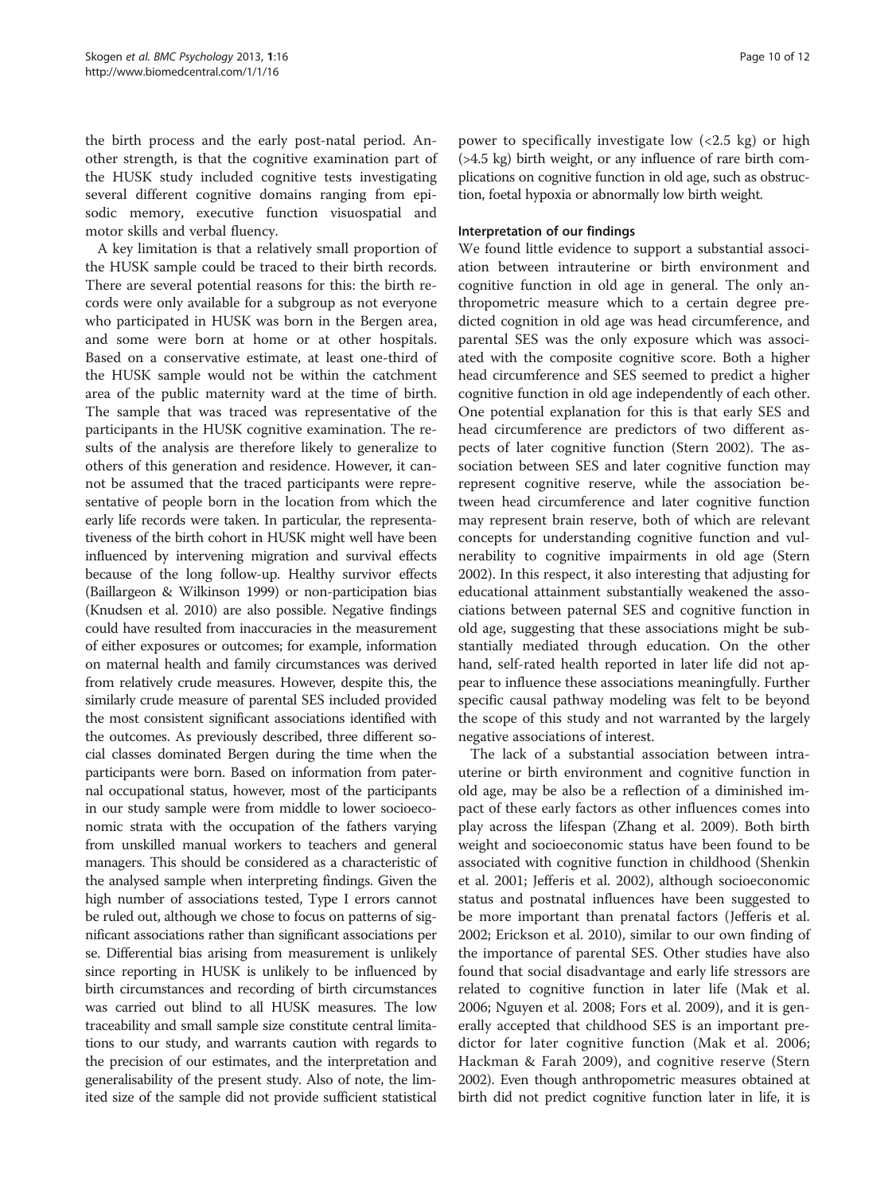the birth process and the early post-natal period. Another strength, is that the cognitive examination part of the HUSK study included cognitive tests investigating several different cognitive domains ranging from episodic memory, executive function visuospatial and motor skills and verbal fluency.

A key limitation is that a relatively small proportion of the HUSK sample could be traced to their birth records. There are several potential reasons for this: the birth records were only available for a subgroup as not everyone who participated in HUSK was born in the Bergen area, and some were born at home or at other hospitals. Based on a conservative estimate, at least one-third of the HUSK sample would not be within the catchment area of the public maternity ward at the time of birth. The sample that was traced was representative of the participants in the HUSK cognitive examination. The results of the analysis are therefore likely to generalize to others of this generation and residence. However, it cannot be assumed that the traced participants were representative of people born in the location from which the early life records were taken. In particular, the representativeness of the birth cohort in HUSK might well have been influenced by intervening migration and survival effects because of the long follow-up. Healthy survivor effects (Baillargeon & Wilkinson 1999) or non-participation bias (Knudsen et al. 2010) are also possible. Negative findings could have resulted from inaccuracies in the measurement of either exposures or outcomes; for example, information on maternal health and family circumstances was derived from relatively crude measures. However, despite this, the similarly crude measure of parental SES included provided the most consistent significant associations identified with the outcomes. As previously described, three different social classes dominated Bergen during the time when the participants were born. Based on information from paternal occupational status, however, most of the participants in our study sample were from middle to lower socioeconomic strata with the occupation of the fathers varying from unskilled manual workers to teachers and general managers. This should be considered as a characteristic of the analysed sample when interpreting findings. Given the high number of associations tested, Type I errors cannot be ruled out, although we chose to focus on patterns of significant associations rather than significant associations per se. Differential bias arising from measurement is unlikely since reporting in HUSK is unlikely to be influenced by birth circumstances and recording of birth circumstances was carried out blind to all HUSK measures. The low traceability and small sample size constitute central limitations to our study, and warrants caution with regards to the precision of our estimates, and the interpretation and generalisability of the present study. Also of note, the limited size of the sample did not provide sufficient statistical power to specifically investigate low (<2.5 kg) or high (>4.5 kg) birth weight, or any influence of rare birth complications on cognitive function in old age, such as obstruction, foetal hypoxia or abnormally low birth weight.

#### Interpretation of our findings

We found little evidence to support a substantial association between intrauterine or birth environment and cognitive function in old age in general. The only anthropometric measure which to a certain degree predicted cognition in old age was head circumference, and parental SES was the only exposure which was associated with the composite cognitive score. Both a higher head circumference and SES seemed to predict a higher cognitive function in old age independently of each other. One potential explanation for this is that early SES and head circumference are predictors of two different aspects of later cognitive function (Stern 2002). The association between SES and later cognitive function may represent cognitive reserve, while the association between head circumference and later cognitive function may represent brain reserve, both of which are relevant concepts for understanding cognitive function and vulnerability to cognitive impairments in old age (Stern 2002). In this respect, it also interesting that adjusting for educational attainment substantially weakened the associations between paternal SES and cognitive function in old age, suggesting that these associations might be substantially mediated through education. On the other hand, self-rated health reported in later life did not appear to influence these associations meaningfully. Further specific causal pathway modeling was felt to be beyond the scope of this study and not warranted by the largely negative associations of interest.

The lack of a substantial association between intrauterine or birth environment and cognitive function in old age, may be also be a reflection of a diminished impact of these early factors as other influences comes into play across the lifespan (Zhang et al. 2009). Both birth weight and socioeconomic status have been found to be associated with cognitive function in childhood (Shenkin et al. 2001; Jefferis et al. 2002), although socioeconomic status and postnatal influences have been suggested to be more important than prenatal factors (Jefferis et al. 2002; Erickson et al. 2010), similar to our own finding of the importance of parental SES. Other studies have also found that social disadvantage and early life stressors are related to cognitive function in later life (Mak et al. 2006; Nguyen et al. 2008; Fors et al. 2009), and it is generally accepted that childhood SES is an important predictor for later cognitive function (Mak et al. 2006; Hackman & Farah 2009), and cognitive reserve (Stern 2002). Even though anthropometric measures obtained at birth did not predict cognitive function later in life, it is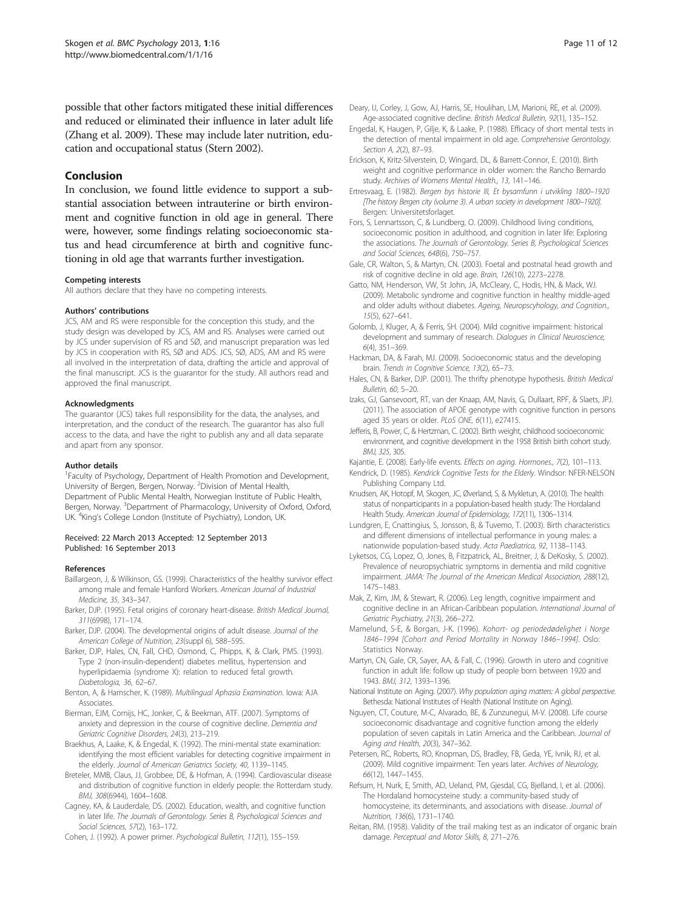possible that other factors mitigated these initial differences and reduced or eliminated their influence in later adult life (Zhang et al. 2009). These may include later nutrition, education and occupational status (Stern 2002).

## Conclusion

In conclusion, we found little evidence to support a substantial association between intrauterine or birth environment and cognitive function in old age in general. There were, however, some findings relating socioeconomic status and head circumference at birth and cognitive functioning in old age that warrants further investigation.

#### Competing interests

All authors declare that they have no competing interests.

#### Authors' contributions

JCS, AM and RS were responsible for the conception this study, and the study design was developed by JCS, AM and RS. Analyses were carried out by JCS under supervision of RS and SØ, and manuscript preparation was led by JCS in cooperation with RS, SØ and ADS. JCS, SØ, ADS, AM and RS were all involved in the interpretation of data, drafting the article and approval of the final manuscript. JCS is the guarantor for the study. All authors read and approved the final manuscript.

#### Acknowledgments

The guarantor (JCS) takes full responsibility for the data, the analyses, and interpretation, and the conduct of the research. The guarantor has also full access to the data, and have the right to publish any and all data separate and apart from any sponsor.

#### Author details

[1]Faculty of Psychology, Department of Health Promotion and Development, University of Bergen, Bergen, Norway. [2]Division of Mental Health, Department of Public Mental Health, Norwegian Institute of Public Health, Bergen, Norway. [3]Department of Pharmacology, University of Oxford, Oxford, UK. [4]King's College London (Institute of Psychiatry), London, UK.

Received: 22 March 2013 Accepted: 12 September 2013
Published: 16 September 2013

#### References

Baillargeon, J, & Wilkinson, GS. (1999). Characteristics of the healthy survivor effect among male and female Hanford Workers. *American Journal of Industrial Medicine, 35*, 343–347.

Barker, DJP. (1995). Fetal origins of coronary heart-disease. *British Medical Journal, 311*(6998), 171–174.

Barker, DJP. (2004). The developmental origins of adult disease. *Journal of the American College of Nutrition, 23*(suppl 6), 588–595.

Barker, DJP, Hales, CN, Fall, CHD, Osmond, C, Phipps, K, & Clark, PMS. (1993). Type 2 (non-insulin-dependent) diabetes mellitus, hypertension and hyperlipidaemia (syndrome X): relation to reduced fetal growth. *Diabetologia, 36*, 62–67.

Benton, A, & Hamscher, K. (1989). *Multilingual Aphasia Examination*. Iowa: AJA Associates.

Bierman, EJM, Comijs, HC, Jonker, C, & Beekman, ATF. (2007). Symptoms of anxiety and depression in the course of cognitive decline. *Dementia and Geriatric Cognitive Disorders, 24*(3), 213–219.

Braekhus, A, Laake, K, & Engedal, K. (1992). The mini-mental state examination: identifying the most efficient variables for detecting cognitive impairment in the elderly. *Journal of American Geriatrics Society, 40*, 1139–1145.

Breteler, MMB, Claus, JJ, Grobbee, DE, & Hofman, A. (1994). Cardiovascular disease and distribution of cognitive function in elderly people: the Rotterdam study. *BMJ, 308*(6944), 1604–1608.

Cagney, KA, & Lauderdale, DS. (2002). Education, wealth, and cognitive function in later life. *The Journals of Gerontology. Series B, Psychological Sciences and Social Sciences, 57*(2), 163–172.

Cohen, J. (1992). A power primer. *Psychological Bulletin, 112*(1), 155–159.

Deary, IJ, Corley, J, Gow, AJ, Harris, SE, Houlihan, LM, Marioni, RE, et al. (2009). Age-associated cognitive decline. *British Medical Bulletin, 92*(1), 135–152.

Engedal, K, Haugen, P, Gilje, K, & Laake, P. (1988). Efficacy of short mental tests in the detection of mental impairment in old age. *Comprehensive Gerontology. Section A, 2*(2), 87–93.

Erickson, K, Kritz-Silverstein, D, Wingard, DL, & Barrett-Connor, E. (2010). Birth weight and cognitive performance in older women: the Rancho Bernardo study. *Archives of Womens Mental Health., 13*, 141–146.

Ertresvaag, E. (1982). *Bergen bys historie III, Et bysamfunn i utvikling 1800–1920 [The history Bergen city (volume 3). A urban society in development 1800–1920]*. Bergen: Universitetsforlaget.

Fors, S, Lennartsson, C, & Lundberg, O. (2009). Childhood living conditions, socioeconomic position in adulthood, and cognition in later life: Exploring the associations. *The Journals of Gerontology. Series B, Psychological Sciences and Social Sciences, 64B*(6), 750–757.

Gale, CR, Walton, S, & Martyn, CN. (2003). Foetal and postnatal head growth and risk of cognitive decline in old age. *Brain, 126*(10), 2273–2278.

Gatto, NM, Henderson, VW, St John, JA, McCleary, C, Hodis, HN, & Mack, WJ. (2009). Metabolic syndrome and cognitive function in healthy middle-aged and older adults without diabetes. *Ageing, Neuropscyhology, and Cognition., 15*(5), 627–641.

Golomb, J, Kluger, A, & Ferris, SH. (2004). Mild cognitive impairment: historical development and summary of research. *Dialogues in Clinical Neuroscience, 6*(4), 351–369.

Hackman, DA, & Farah, MJ. (2009). Socioeconomic status and the developing brain. *Trends in Cognitive Science, 13*(2), 65–73.

Hales, CN, & Barker, DJP. (2001). The thrifty phenotype hypothesis. *British Medical Bulletin, 60*, 5–20.

Izaks, GJ, Gansevoort, RT, van der Knaap, AM, Navis, G, Dullaart, RPF, & Slaets, JPJ. (2011). The association of APOE genotype with cognitive function in persons aged 35 years or older. *PLoS ONE, 6*(11), e27415.

Jefferis, B, Power, C, & Hertzman, C. (2002). Birth weight, childhood socioeconomic environment, and cognitive development in the 1958 British birth cohort study. *BMJ, 325*, 305.

Kajantie, E. (2008). Early-life events. *Effects on aging. Hormones., 7*(2), 101–113.

Kendrick, D. (1985). *Kendrick Cognitive Tests for the Elderly*. Windsor: NFER-NELSON Publishing Company Ltd.

Knudsen, AK, Hotopf, M, Skogen, JC, Øverland, S, & Mykletun, A. (2010). The health status of nonparticipants in a population-based health study: The Hordaland Health Study. *American Journal of Epidemiology, 172*(11), 1306–1314.

Lundgren, E, Cnattingius, S, Jonsson, B, & Tuvemo, T. (2003). Birth characteristics and different dimensions of intellectual performance in young males: a nationwide population-based study. *Acta Paediatrica, 92*, 1138–1143.

Lyketsos, CG, Lopez, O, Jones, B, Fitzpatrick, AL, Breitner, J, & DeKosky, S. (2002). Prevalence of neuropsychiatric symptoms in dementia and mild cognitive impairment. *JAMA: The Journal of the American Medical Association, 288*(12), 1475–1483.

Mak, Z, Kim, JM, & Stewart, R. (2006). Leg length, cognitive impairment and cognitive decline in an African-Caribbean population. *International Journal of Geriatric Psychiatry, 21*(3), 266–272.

Mamelund, S-E, & Borgan, J-K. (1996). *Kohort- og periodedødelighet i Norge 1846–1994 [Cohort and Period Mortality in Norway 1846–1994]*. Oslo: Statistics Norway.

Martyn, CN, Gale, CR, Sayer, AA, & Fall, C. (1996). Growth in utero and cognitive function in adult life: follow up study of people born between 1920 and 1943. *BMJ, 312*, 1393–1396.

National Institute on Aging. (2007). *Why population aging matters: A global perspective*. Bethesda: National Institutes of Health (National Institute on Aging).

Nguyen, CT, Couture, M-C, Alvarado, BE, & Zunzunegui, M-V. (2008). Life course socioeconomic disadvantage and cognitive function among the elderly population of seven capitals in Latin America and the Caribbean. *Journal of Aging and Health, 20*(3), 347–362.

Petersen, RC, Roberts, RO, Knopman, DS, Bradley, FB, Geda, YE, Ivnik, RJ, et al. (2009). Mild cognitive impairment: Ten years later. *Archives of Neurology, 66*(12), 1447–1455.

Refsum, H, Nurk, E, Smith, AD, Ueland, PM, Gjesdal, CG, Bjelland, I, et al. (2006). The Hordaland homocysteine study: a community-based study of homocysteine, its determinants, and associations with disease. *Journal of Nutrition, 136*(6), 1731–1740.

Reitan, RM. (1958). Validity of the trail making test as an indicator of organic brain damage. *Perceptual and Motor Skills, 8*, 271–276.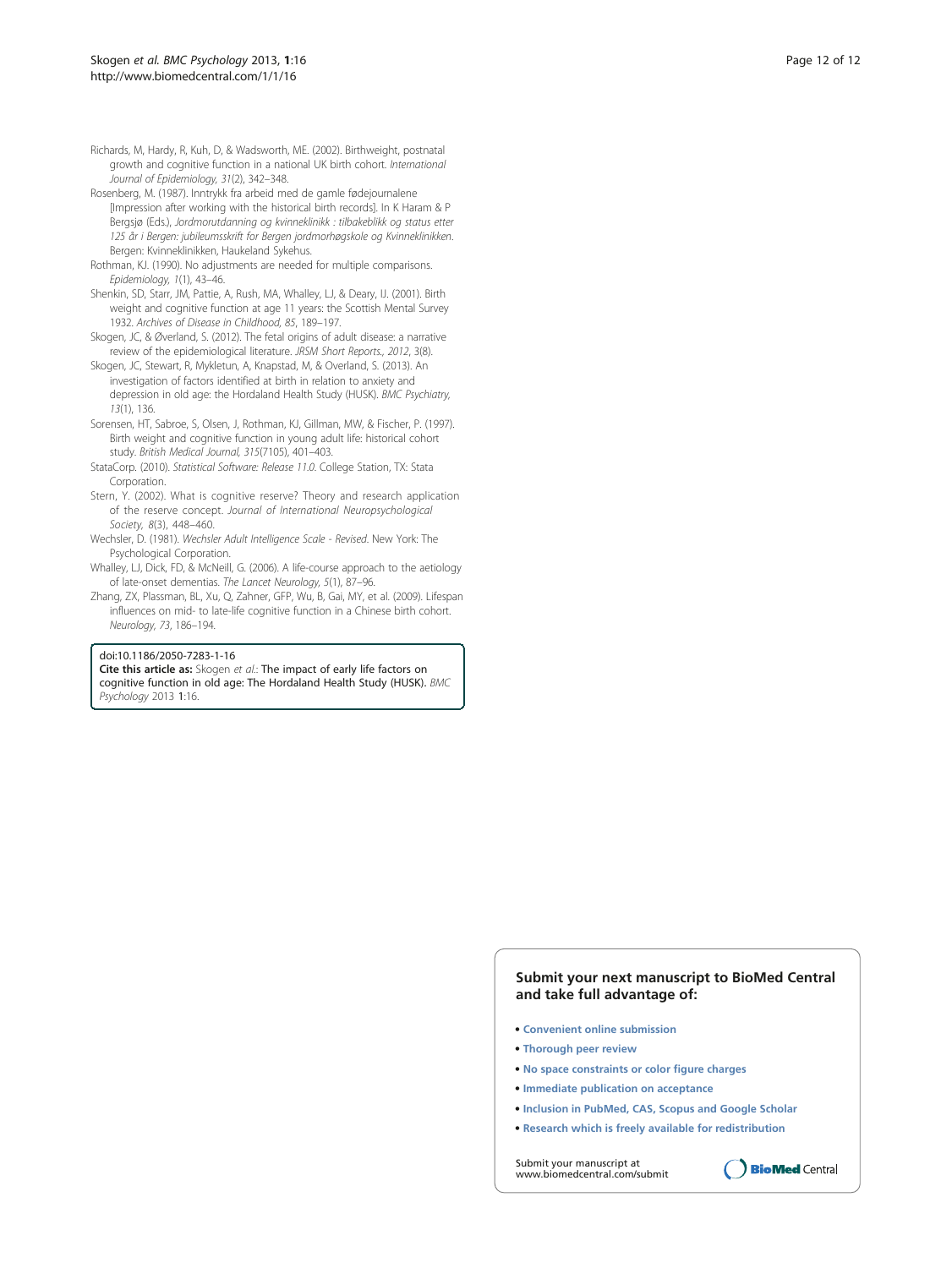Richards, M, Hardy, R, Kuh, D, & Wadsworth, ME. (2002). Birthweight, postnatal growth and cognitive function in a national UK birth cohort. *International Journal of Epidemiology, 31*(2), 342–348.

Rosenberg, M. (1987). Inntrykk fra arbeid med de gamle fødejournalene [Impression after working with the historical birth records]. In K Haram & P Bergsjø (Eds.), *Jordmorutdanning og kvinneklinikk : tilbakeblikk og status etter 125 år i Bergen: jubileumsskrift for Bergen jordmorhøgskole og Kvinneklinikken*. Bergen: Kvinneklinikken, Haukeland Sykehus.

Rothman, KJ. (1990). No adjustments are needed for multiple comparisons. *Epidemiology, 1*(1), 43–46.

Shenkin, SD, Starr, JM, Pattie, A, Rush, MA, Whalley, LJ, & Deary, IJ. (2001). Birth weight and cognitive function at age 11 years: the Scottish Mental Survey 1932. *Archives of Disease in Childhood, 85*, 189–197.

Skogen, JC, & Øverland, S. (2012). The fetal origins of adult disease: a narrative review of the epidemiological literature. *JRSM Short Reports., 2012*, 3(8).

Skogen, JC, Stewart, R, Mykletun, A, Knapstad, M, & Overland, S. (2013). An investigation of factors identified at birth in relation to anxiety and depression in old age: the Hordaland Health Study (HUSK). *BMC Psychiatry, 13*(1), 136.

Sorensen, HT, Sabroe, S, Olsen, J, Rothman, KJ, Gillman, MW, & Fischer, P. (1997). Birth weight and cognitive function in young adult life: historical cohort study. *British Medical Journal, 315*(7105), 401–403.

StataCorp. (2010). *Statistical Software: Release 11.0*. College Station, TX: Stata Corporation.

Stern, Y. (2002). What is cognitive reserve? Theory and research application of the reserve concept. *Journal of International Neuropsychological Society, 8*(3), 448–460.

Wechsler, D. (1981). *Wechsler Adult Intelligence Scale - Revised*. New York: The Psychological Corporation.

Whalley, LJ, Dick, FD, & McNeill, G. (2006). A life-course approach to the aetiology of late-onset dementias. *The Lancet Neurology, 5*(1), 87–96.

Zhang, ZX, Plassman, BL, Xu, Q, Zahner, GFP, Wu, B, Gai, MY, et al. (2009). Lifespan influences on mid- to late-life cognitive function in a Chinese birth cohort. *Neurology, 73*, 186–194.

doi:10.1186/2050-7283-1-16

**Cite this article as:** Skogen *et al.*: The impact of early life factors on cognitive function in old age: The Hordaland Health Study (HUSK). *BMC Psychology* 2013 **1**:16.

**Submit your next manuscript to BioMed Central and take full advantage of:**

- **Convenient online submission**
- **Thorough peer review**
- **No space constraints or color figure charges**
- **Immediate publication on acceptance**
- **Inclusion in PubMed, CAS, Scopus and Google Scholar**
- **Research which is freely available for redistribution**

Submit your manuscript at www.biomedcentral.com/submit

BioMed Central